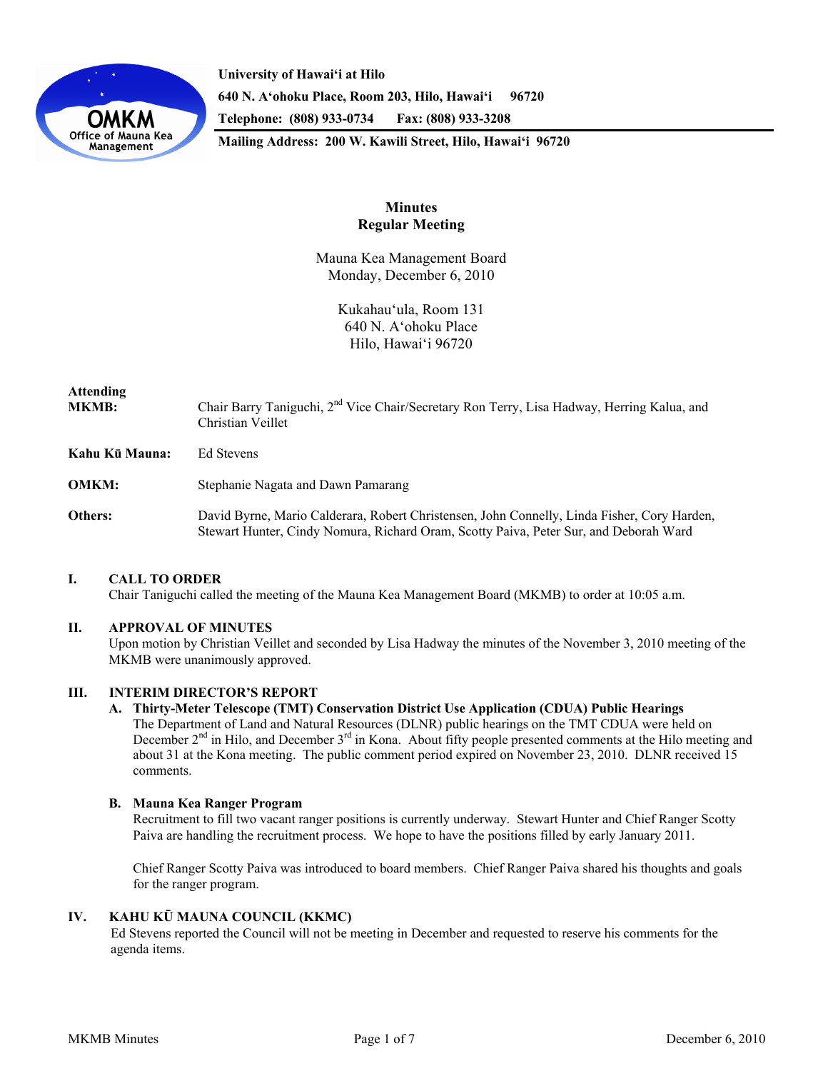University of Hawaiʻi at Hilo
640 N. Aʻohoku Place, Room 203, Hilo, Hawaiʻi 96720
Telephone: (808) 933-0734 Fax: (808) 933-3208
Mailing Address: 200 W. Kawili Street, Hilo, Hawaiʻi 96720

# Minutes
## Regular Meeting

Mauna Kea Management Board
Monday, December 6, 2010

Kukahauʻula, Room 131
640 N. Aʻohoku Place
Hilo, Hawaiʻi 96720

**Attending**

**MKMB:** Chair Barry Taniguchi, 2nd Vice Chair/Secretary Ron Terry, Lisa Hadway, Herring Kalua, and Christian Veillet

**Kahu Kū Mauna:** Ed Stevens

**OMKM:** Stephanie Nagata and Dawn Pamarang

**Others:** David Byrne, Mario Calderara, Robert Christensen, John Connelly, Linda Fisher, Cory Harden, Stewart Hunter, Cindy Nomura, Richard Oram, Scotty Paiva, Peter Sur, and Deborah Ward

## I. CALL TO ORDER

Chair Taniguchi called the meeting of the Mauna Kea Management Board (MKMB) to order at 10:05 a.m.

## II. APPROVAL OF MINUTES

Upon motion by Christian Veillet and seconded by Lisa Hadway the minutes of the November 3, 2010 meeting of the MKMB were unanimously approved.

## III. INTERIM DIRECTOR'S REPORT

### A. Thirty-Meter Telescope (TMT) Conservation District Use Application (CDUA) Public Hearings

The Department of Land and Natural Resources (DLNR) public hearings on the TMT CDUA were held on December 2nd in Hilo, and December 3rd in Kona. About fifty people presented comments at the Hilo meeting and about 31 at the Kona meeting. The public comment period expired on November 23, 2010. DLNR received 15 comments.

### B. Mauna Kea Ranger Program

Recruitment to fill two vacant ranger positions is currently underway. Stewart Hunter and Chief Ranger Scotty Paiva are handling the recruitment process. We hope to have the positions filled by early January 2011.

Chief Ranger Scotty Paiva was introduced to board members. Chief Ranger Paiva shared his thoughts and goals for the ranger program.

## IV. KAHU KŪ MAUNA COUNCIL (KKMC)

Ed Stevens reported the Council will not be meeting in December and requested to reserve his comments for the agenda items.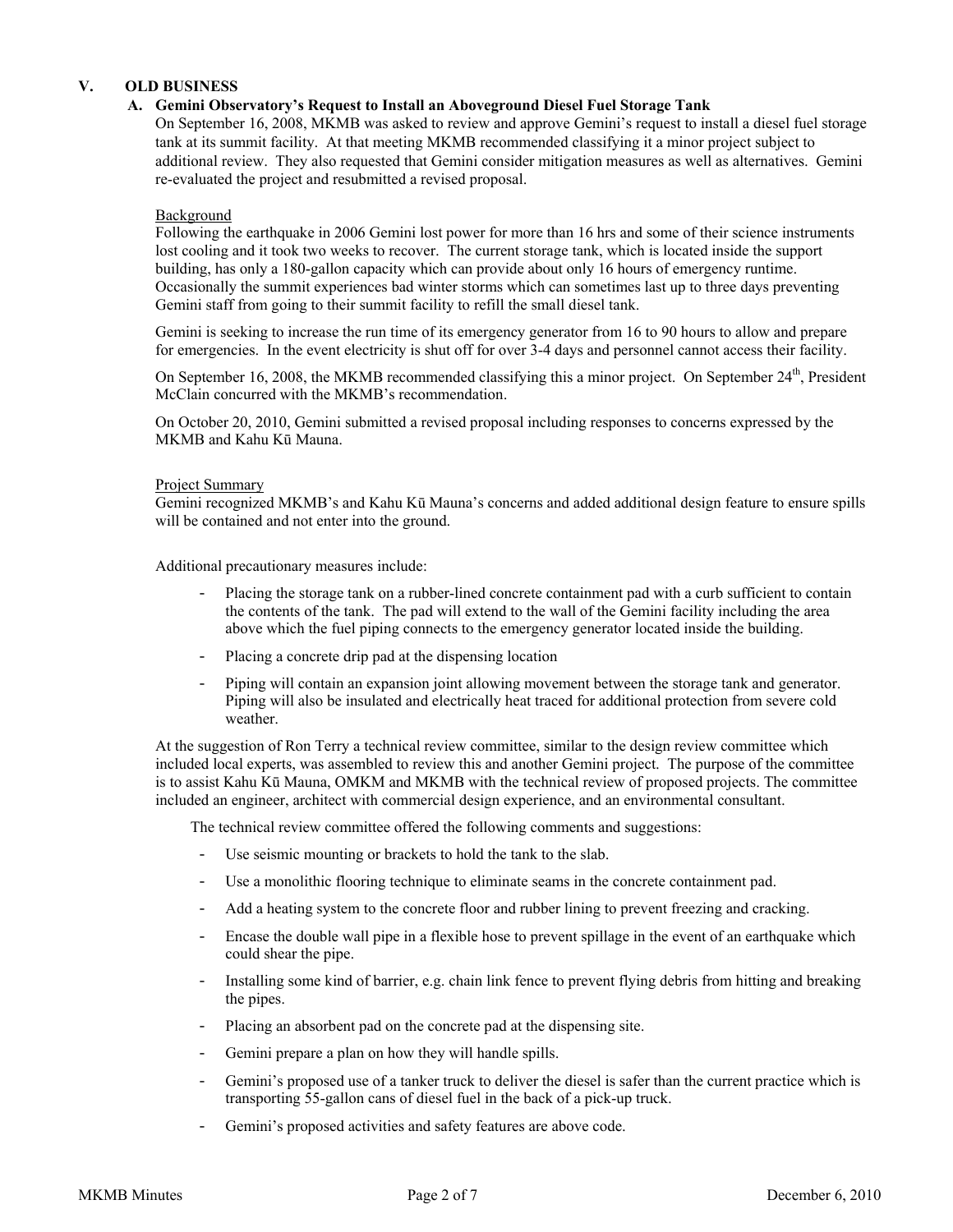## V. OLD BUSINESS

### A. Gemini Observatory's Request to Install an Aboveground Diesel Fuel Storage Tank

On September 16, 2008, MKMB was asked to review and approve Gemini's request to install a diesel fuel storage tank at its summit facility. At that meeting MKMB recommended classifying it a minor project subject to additional review. They also requested that Gemini consider mitigation measures as well as alternatives. Gemini re-evaluated the project and resubmitted a revised proposal.

Background

Following the earthquake in 2006 Gemini lost power for more than 16 hrs and some of their science instruments lost cooling and it took two weeks to recover. The current storage tank, which is located inside the support building, has only a 180-gallon capacity which can provide about only 16 hours of emergency runtime. Occasionally the summit experiences bad winter storms which can sometimes last up to three days preventing Gemini staff from going to their summit facility to refill the small diesel tank.

Gemini is seeking to increase the run time of its emergency generator from 16 to 90 hours to allow and prepare for emergencies. In the event electricity is shut off for over 3-4 days and personnel cannot access their facility.

On September 16, 2008, the MKMB recommended classifying this a minor project. On September 24th, President McClain concurred with the MKMB's recommendation.

On October 20, 2010, Gemini submitted a revised proposal including responses to concerns expressed by the MKMB and Kahu Kū Mauna.

Project Summary

Gemini recognized MKMB's and Kahu Kū Mauna's concerns and added additional design feature to ensure spills will be contained and not enter into the ground.

Additional precautionary measures include:

- Placing the storage tank on a rubber-lined concrete containment pad with a curb sufficient to contain the contents of the tank. The pad will extend to the wall of the Gemini facility including the area above which the fuel piping connects to the emergency generator located inside the building.
- Placing a concrete drip pad at the dispensing location
- Piping will contain an expansion joint allowing movement between the storage tank and generator. Piping will also be insulated and electrically heat traced for additional protection from severe cold weather.

At the suggestion of Ron Terry a technical review committee, similar to the design review committee which included local experts, was assembled to review this and another Gemini project. The purpose of the committee is to assist Kahu Kū Mauna, OMKM and MKMB with the technical review of proposed projects. The committee included an engineer, architect with commercial design experience, and an environmental consultant.

The technical review committee offered the following comments and suggestions:

- Use seismic mounting or brackets to hold the tank to the slab.
- Use a monolithic flooring technique to eliminate seams in the concrete containment pad.
- Add a heating system to the concrete floor and rubber lining to prevent freezing and cracking.
- Encase the double wall pipe in a flexible hose to prevent spillage in the event of an earthquake which could shear the pipe.
- Installing some kind of barrier, e.g. chain link fence to prevent flying debris from hitting and breaking the pipes.
- Placing an absorbent pad on the concrete pad at the dispensing site.
- Gemini prepare a plan on how they will handle spills.
- Gemini's proposed use of a tanker truck to deliver the diesel is safer than the current practice which is transporting 55-gallon cans of diesel fuel in the back of a pick-up truck.
- Gemini's proposed activities and safety features are above code.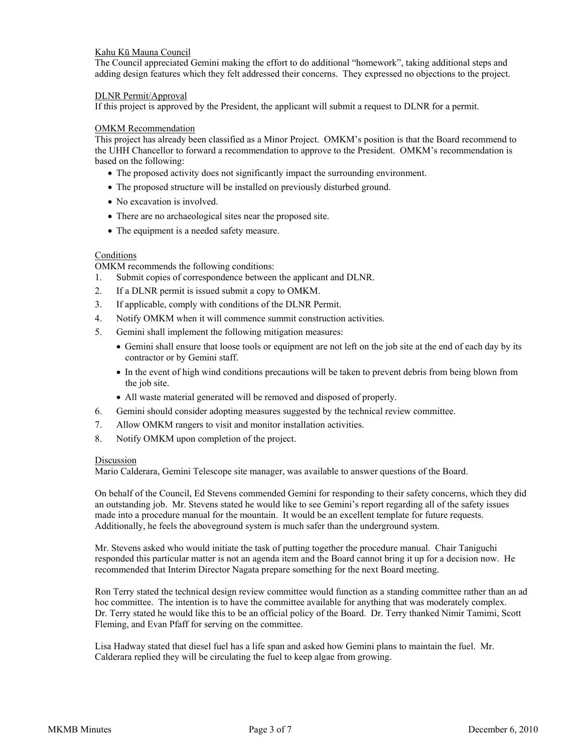Kahu Kū Mauna Council

The Council appreciated Gemini making the effort to do additional "homework", taking additional steps and adding design features which they felt addressed their concerns. They expressed no objections to the project.

DLNR Permit/Approval

If this project is approved by the President, the applicant will submit a request to DLNR for a permit.

OMKM Recommendation

This project has already been classified as a Minor Project. OMKM's position is that the Board recommend to the UHH Chancellor to forward a recommendation to approve to the President. OMKM's recommendation is based on the following:

- The proposed activity does not significantly impact the surrounding environment.
- The proposed structure will be installed on previously disturbed ground.
- No excavation is involved.
- There are no archaeological sites near the proposed site.
- The equipment is a needed safety measure.

Conditions

OMKM recommends the following conditions:

1. Submit copies of correspondence between the applicant and DLNR.
2. If a DLNR permit is issued submit a copy to OMKM.
3. If applicable, comply with conditions of the DLNR Permit.
4. Notify OMKM when it will commence summit construction activities.
5. Gemini shall implement the following mitigation measures:
   - Gemini shall ensure that loose tools or equipment are not left on the job site at the end of each day by its contractor or by Gemini staff.
   - In the event of high wind conditions precautions will be taken to prevent debris from being blown from the job site.
   - All waste material generated will be removed and disposed of properly.
6. Gemini should consider adopting measures suggested by the technical review committee.
7. Allow OMKM rangers to visit and monitor installation activities.
8. Notify OMKM upon completion of the project.

Discussion

Mario Calderara, Gemini Telescope site manager, was available to answer questions of the Board.

On behalf of the Council, Ed Stevens commended Gemini for responding to their safety concerns, which they did an outstanding job. Mr. Stevens stated he would like to see Gemini's report regarding all of the safety issues made into a procedure manual for the mountain. It would be an excellent template for future requests. Additionally, he feels the aboveground system is much safer than the underground system.

Mr. Stevens asked who would initiate the task of putting together the procedure manual. Chair Taniguchi responded this particular matter is not an agenda item and the Board cannot bring it up for a decision now. He recommended that Interim Director Nagata prepare something for the next Board meeting.

Ron Terry stated the technical design review committee would function as a standing committee rather than an ad hoc committee. The intention is to have the committee available for anything that was moderately complex. Dr. Terry stated he would like this to be an official policy of the Board. Dr. Terry thanked Nimir Tamimi, Scott Fleming, and Evan Pfaff for serving on the committee.

Lisa Hadway stated that diesel fuel has a life span and asked how Gemini plans to maintain the fuel. Mr. Calderara replied they will be circulating the fuel to keep algae from growing.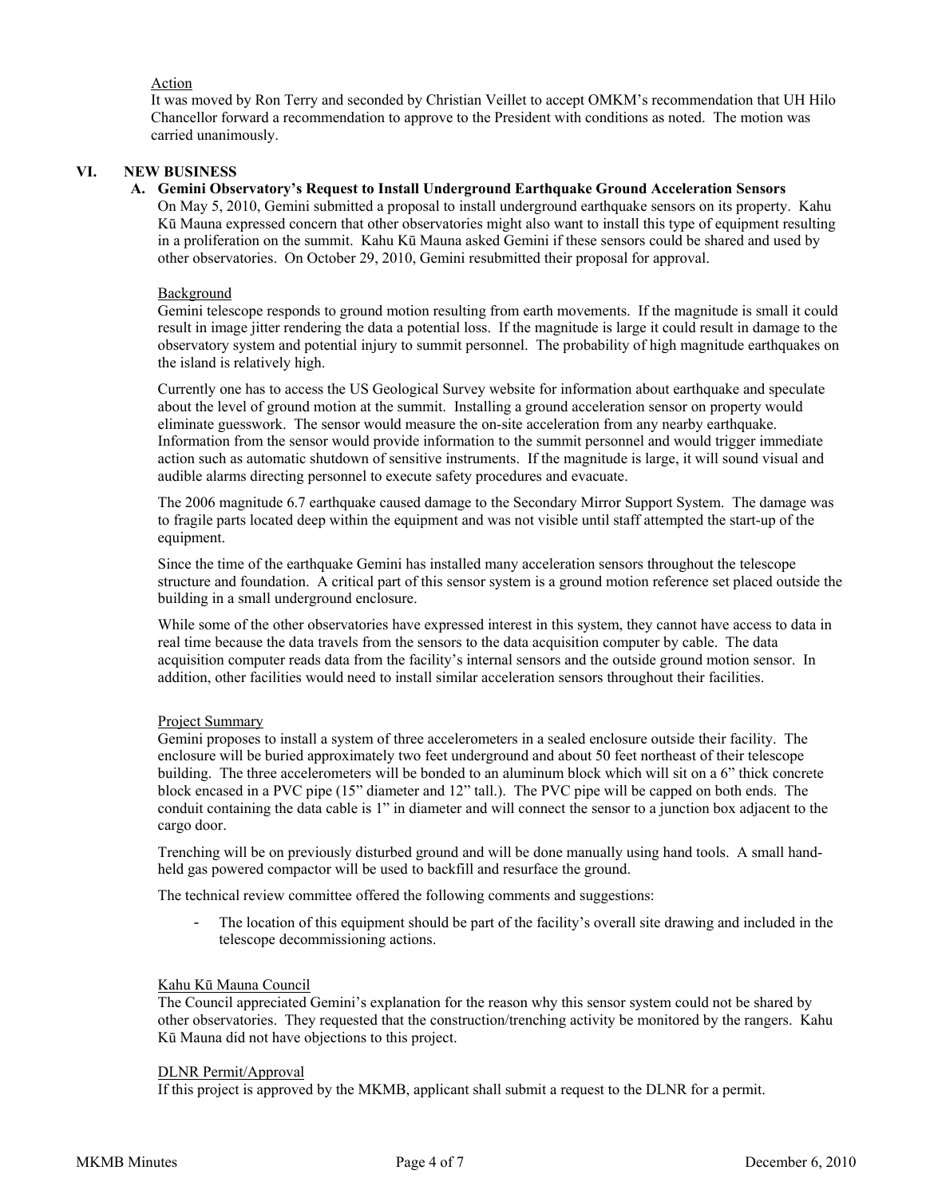Action

It was moved by Ron Terry and seconded by Christian Veillet to accept OMKM's recommendation that UH Hilo Chancellor forward a recommendation to approve to the President with conditions as noted. The motion was carried unanimously.

## VI. NEW BUSINESS

### A. Gemini Observatory's Request to Install Underground Earthquake Ground Acceleration Sensors

On May 5, 2010, Gemini submitted a proposal to install underground earthquake sensors on its property. Kahu Kū Mauna expressed concern that other observatories might also want to install this type of equipment resulting in a proliferation on the summit. Kahu Kū Mauna asked Gemini if these sensors could be shared and used by other observatories. On October 29, 2010, Gemini resubmitted their proposal for approval.

Background

Gemini telescope responds to ground motion resulting from earth movements. If the magnitude is small it could result in image jitter rendering the data a potential loss. If the magnitude is large it could result in damage to the observatory system and potential injury to summit personnel. The probability of high magnitude earthquakes on the island is relatively high.

Currently one has to access the US Geological Survey website for information about earthquake and speculate about the level of ground motion at the summit. Installing a ground acceleration sensor on property would eliminate guesswork. The sensor would measure the on-site acceleration from any nearby earthquake. Information from the sensor would provide information to the summit personnel and would trigger immediate action such as automatic shutdown of sensitive instruments. If the magnitude is large, it will sound visual and audible alarms directing personnel to execute safety procedures and evacuate.

The 2006 magnitude 6.7 earthquake caused damage to the Secondary Mirror Support System. The damage was to fragile parts located deep within the equipment and was not visible until staff attempted the start-up of the equipment.

Since the time of the earthquake Gemini has installed many acceleration sensors throughout the telescope structure and foundation. A critical part of this sensor system is a ground motion reference set placed outside the building in a small underground enclosure.

While some of the other observatories have expressed interest in this system, they cannot have access to data in real time because the data travels from the sensors to the data acquisition computer by cable. The data acquisition computer reads data from the facility's internal sensors and the outside ground motion sensor. In addition, other facilities would need to install similar acceleration sensors throughout their facilities.

Project Summary

Gemini proposes to install a system of three accelerometers in a sealed enclosure outside their facility. The enclosure will be buried approximately two feet underground and about 50 feet northeast of their telescope building. The three accelerometers will be bonded to an aluminum block which will sit on a 6" thick concrete block encased in a PVC pipe (15" diameter and 12" tall.). The PVC pipe will be capped on both ends. The conduit containing the data cable is 1" in diameter and will connect the sensor to a junction box adjacent to the cargo door.

Trenching will be on previously disturbed ground and will be done manually using hand tools. A small hand-held gas powered compactor will be used to backfill and resurface the ground.

The technical review committee offered the following comments and suggestions:

- The location of this equipment should be part of the facility's overall site drawing and included in the telescope decommissioning actions.

Kahu Kū Mauna Council

The Council appreciated Gemini's explanation for the reason why this sensor system could not be shared by other observatories. They requested that the construction/trenching activity be monitored by the rangers. Kahu Kū Mauna did not have objections to this project.

DLNR Permit/Approval

If this project is approved by the MKMB, applicant shall submit a request to the DLNR for a permit.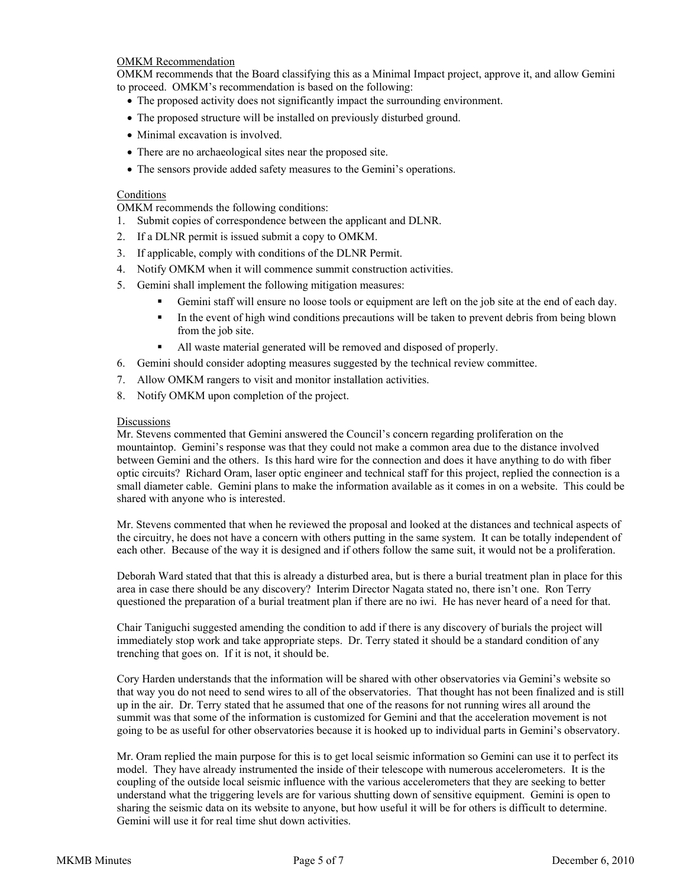OMKM Recommendation

OMKM recommends that the Board classifying this as a Minimal Impact project, approve it, and allow Gemini to proceed. OMKM's recommendation is based on the following:

- The proposed activity does not significantly impact the surrounding environment.
- The proposed structure will be installed on previously disturbed ground.
- Minimal excavation is involved.
- There are no archaeological sites near the proposed site.
- The sensors provide added safety measures to the Gemini's operations.

Conditions

OMKM recommends the following conditions:

1. Submit copies of correspondence between the applicant and DLNR.
2. If a DLNR permit is issued submit a copy to OMKM.
3. If applicable, comply with conditions of the DLNR Permit.
4. Notify OMKM when it will commence summit construction activities.
5. Gemini shall implement the following mitigation measures:
   - Gemini staff will ensure no loose tools or equipment are left on the job site at the end of each day.
   - In the event of high wind conditions precautions will be taken to prevent debris from being blown from the job site.
   - All waste material generated will be removed and disposed of properly.
6. Gemini should consider adopting measures suggested by the technical review committee.
7. Allow OMKM rangers to visit and monitor installation activities.
8. Notify OMKM upon completion of the project.

Discussions

Mr. Stevens commented that Gemini answered the Council's concern regarding proliferation on the mountaintop. Gemini's response was that they could not make a common area due to the distance involved between Gemini and the others. Is this hard wire for the connection and does it have anything to do with fiber optic circuits? Richard Oram, laser optic engineer and technical staff for this project, replied the connection is a small diameter cable. Gemini plans to make the information available as it comes in on a website. This could be shared with anyone who is interested.

Mr. Stevens commented that when he reviewed the proposal and looked at the distances and technical aspects of the circuitry, he does not have a concern with others putting in the same system. It can be totally independent of each other. Because of the way it is designed and if others follow the same suit, it would not be a proliferation.

Deborah Ward stated that that this is already a disturbed area, but is there a burial treatment plan in place for this area in case there should be any discovery? Interim Director Nagata stated no, there isn't one. Ron Terry questioned the preparation of a burial treatment plan if there are no iwi. He has never heard of a need for that.

Chair Taniguchi suggested amending the condition to add if there is any discovery of burials the project will immediately stop work and take appropriate steps. Dr. Terry stated it should be a standard condition of any trenching that goes on. If it is not, it should be.

Cory Harden understands that the information will be shared with other observatories via Gemini's website so that way you do not need to send wires to all of the observatories. That thought has not been finalized and is still up in the air. Dr. Terry stated that he assumed that one of the reasons for not running wires all around the summit was that some of the information is customized for Gemini and that the acceleration movement is not going to be as useful for other observatories because it is hooked up to individual parts in Gemini's observatory.

Mr. Oram replied the main purpose for this is to get local seismic information so Gemini can use it to perfect its model. They have already instrumented the inside of their telescope with numerous accelerometers. It is the coupling of the outside local seismic influence with the various accelerometers that they are seeking to better understand what the triggering levels are for various shutting down of sensitive equipment. Gemini is open to sharing the seismic data on its website to anyone, but how useful it will be for others is difficult to determine. Gemini will use it for real time shut down activities.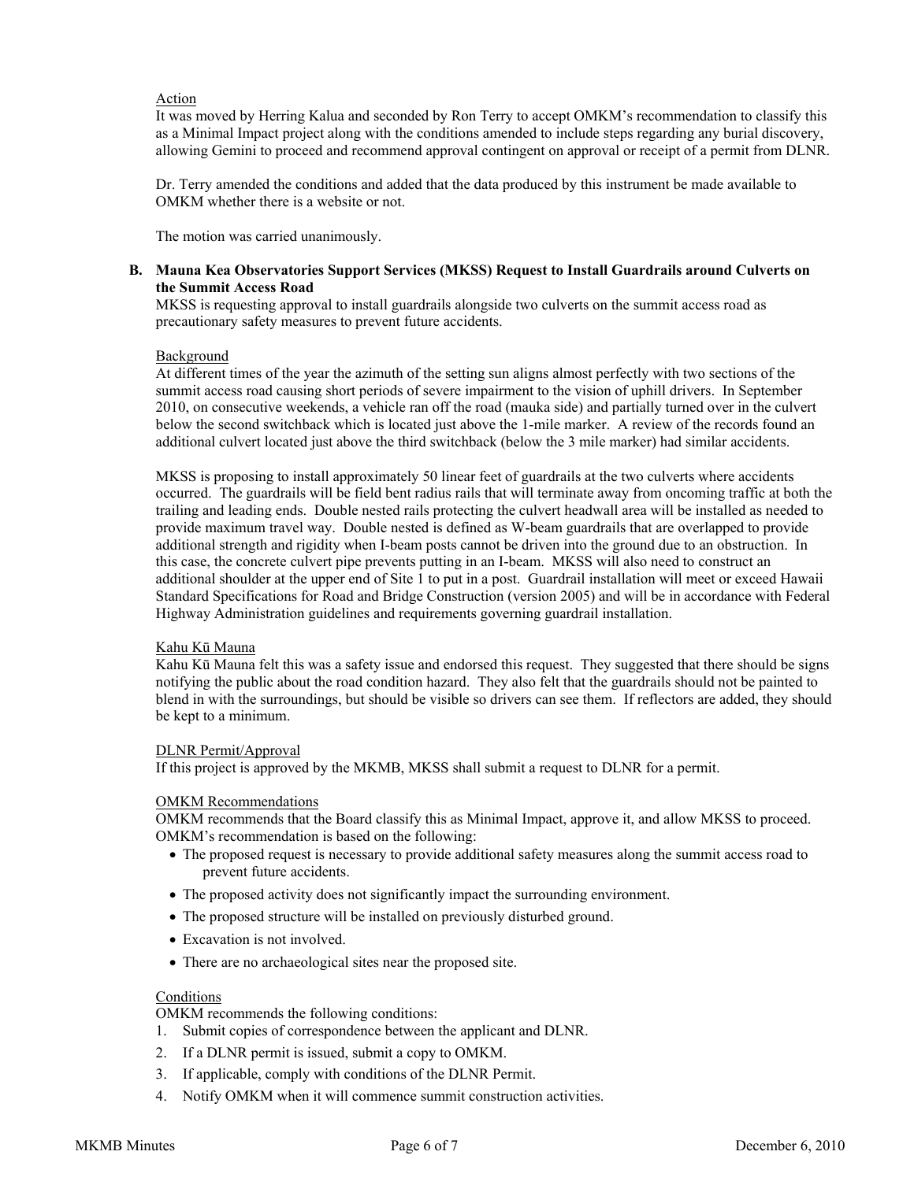Action

It was moved by Herring Kalua and seconded by Ron Terry to accept OMKM's recommendation to classify this as a Minimal Impact project along with the conditions amended to include steps regarding any burial discovery, allowing Gemini to proceed and recommend approval contingent on approval or receipt of a permit from DLNR.

Dr. Terry amended the conditions and added that the data produced by this instrument be made available to OMKM whether there is a website or not.

The motion was carried unanimously.

**B. Mauna Kea Observatories Support Services (MKSS) Request to Install Guardrails around Culverts on the Summit Access Road**

MKSS is requesting approval to install guardrails alongside two culverts on the summit access road as precautionary safety measures to prevent future accidents.

Background

At different times of the year the azimuth of the setting sun aligns almost perfectly with two sections of the summit access road causing short periods of severe impairment to the vision of uphill drivers. In September 2010, on consecutive weekends, a vehicle ran off the road (mauka side) and partially turned over in the culvert below the second switchback which is located just above the 1-mile marker. A review of the records found an additional culvert located just above the third switchback (below the 3 mile marker) had similar accidents.

MKSS is proposing to install approximately 50 linear feet of guardrails at the two culverts where accidents occurred. The guardrails will be field bent radius rails that will terminate away from oncoming traffic at both the trailing and leading ends. Double nested rails protecting the culvert headwall area will be installed as needed to provide maximum travel way. Double nested is defined as W-beam guardrails that are overlapped to provide additional strength and rigidity when I-beam posts cannot be driven into the ground due to an obstruction. In this case, the concrete culvert pipe prevents putting in an I-beam. MKSS will also need to construct an additional shoulder at the upper end of Site 1 to put in a post. Guardrail installation will meet or exceed Hawaii Standard Specifications for Road and Bridge Construction (version 2005) and will be in accordance with Federal Highway Administration guidelines and requirements governing guardrail installation.

Kahu Kū Mauna

Kahu Kū Mauna felt this was a safety issue and endorsed this request. They suggested that there should be signs notifying the public about the road condition hazard. They also felt that the guardrails should not be painted to blend in with the surroundings, but should be visible so drivers can see them. If reflectors are added, they should be kept to a minimum.

DLNR Permit/Approval

If this project is approved by the MKMB, MKSS shall submit a request to DLNR for a permit.

OMKM Recommendations

OMKM recommends that the Board classify this as Minimal Impact, approve it, and allow MKSS to proceed. OMKM's recommendation is based on the following:

- The proposed request is necessary to provide additional safety measures along the summit access road to prevent future accidents.
- The proposed activity does not significantly impact the surrounding environment.
- The proposed structure will be installed on previously disturbed ground.
- Excavation is not involved.
- There are no archaeological sites near the proposed site.

Conditions

OMKM recommends the following conditions:

1. Submit copies of correspondence between the applicant and DLNR.
2. If a DLNR permit is issued, submit a copy to OMKM.
3. If applicable, comply with conditions of the DLNR Permit.
4. Notify OMKM when it will commence summit construction activities.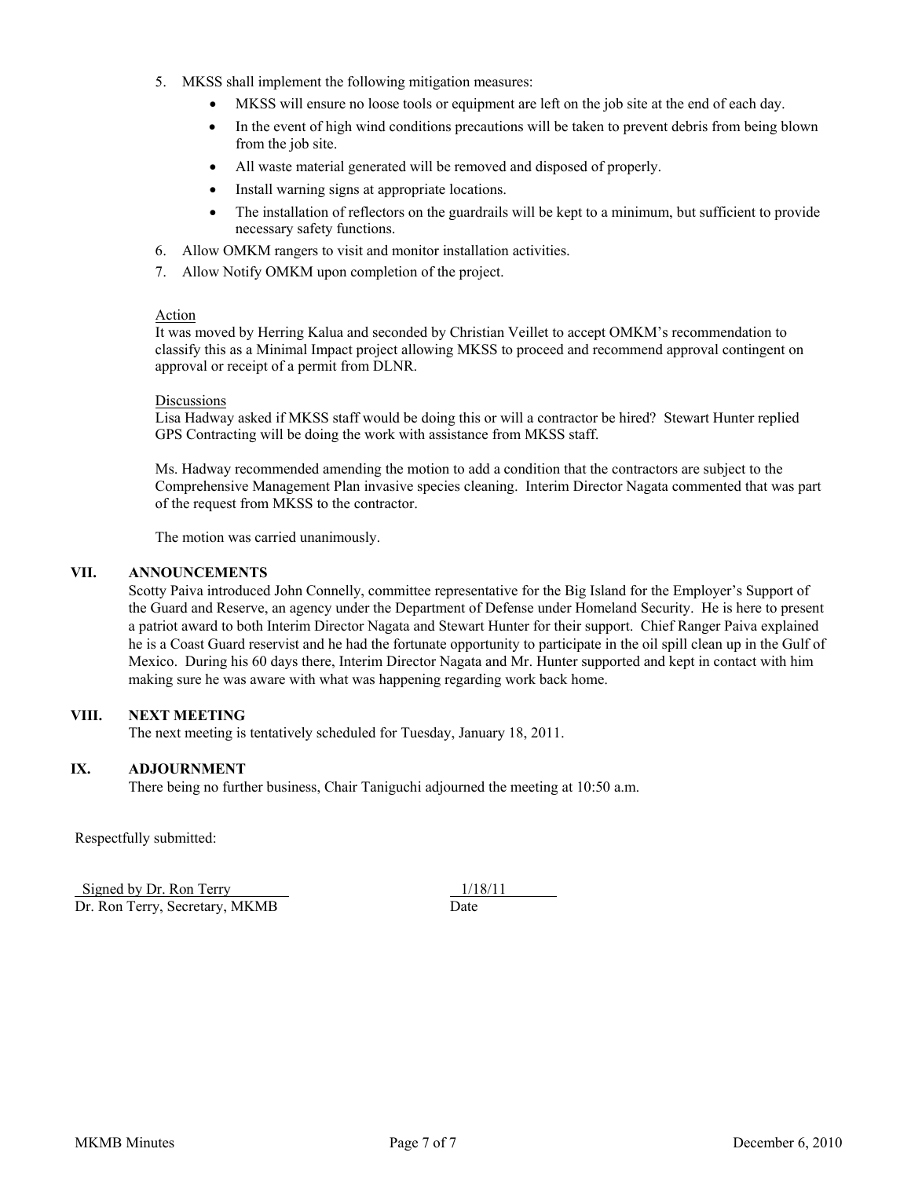5. MKSS shall implement the following mitigation measures:
    - MKSS will ensure no loose tools or equipment are left on the job site at the end of each day.
    - In the event of high wind conditions precautions will be taken to prevent debris from being blown from the job site.
    - All waste material generated will be removed and disposed of properly.
    - Install warning signs at appropriate locations.
    - The installation of reflectors on the guardrails will be kept to a minimum, but sufficient to provide necessary safety functions.
6. Allow OMKM rangers to visit and monitor installation activities.
7. Allow Notify OMKM upon completion of the project.

Action

It was moved by Herring Kalua and seconded by Christian Veillet to accept OMKM's recommendation to classify this as a Minimal Impact project allowing MKSS to proceed and recommend approval contingent on approval or receipt of a permit from DLNR.

Discussions

Lisa Hadway asked if MKSS staff would be doing this or will a contractor be hired? Stewart Hunter replied GPS Contracting will be doing the work with assistance from MKSS staff.

Ms. Hadway recommended amending the motion to add a condition that the contractors are subject to the Comprehensive Management Plan invasive species cleaning. Interim Director Nagata commented that was part of the request from MKSS to the contractor.

The motion was carried unanimously.

## VII. ANNOUNCEMENTS

Scotty Paiva introduced John Connelly, committee representative for the Big Island for the Employer's Support of the Guard and Reserve, an agency under the Department of Defense under Homeland Security. He is here to present a patriot award to both Interim Director Nagata and Stewart Hunter for their support. Chief Ranger Paiva explained he is a Coast Guard reservist and he had the fortunate opportunity to participate in the oil spill clean up in the Gulf of Mexico. During his 60 days there, Interim Director Nagata and Mr. Hunter supported and kept in contact with him making sure he was aware with what was happening regarding work back home.

## VIII. NEXT MEETING

The next meeting is tentatively scheduled for Tuesday, January 18, 2011.

## IX. ADJOURNMENT

There being no further business, Chair Taniguchi adjourned the meeting at 10:50 a.m.

Respectfully submitted:

Signed by Dr. Ron Terry
Dr. Ron Terry, Secretary, MKMB

1/18/11
Date